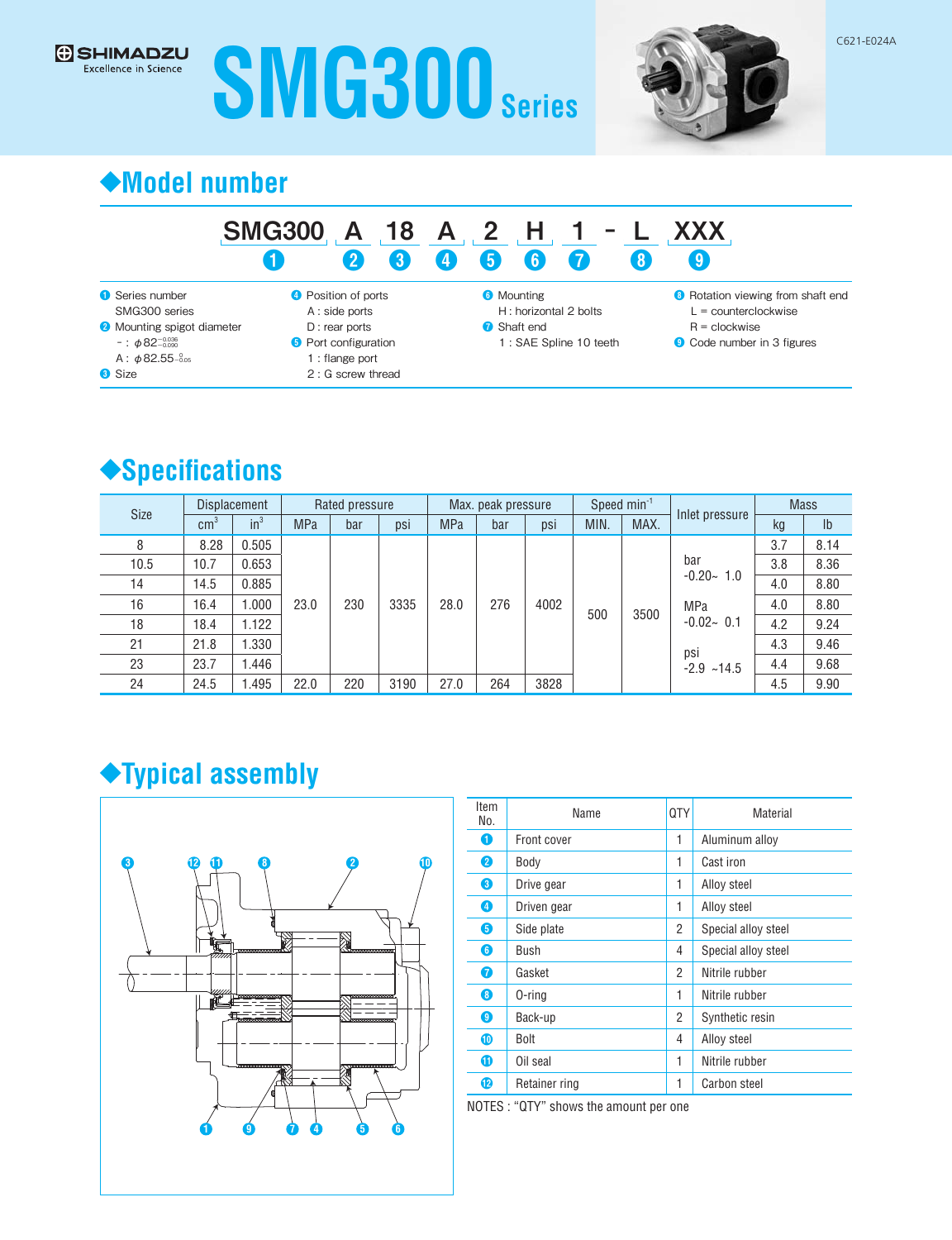SHIMADZU
Excellence in Science

# SMG300 Series

C621-E024A

## ◆Model number

SMG300 A 18 A 2 H 1 - L XXX
❶ ❷ ❸ ❹ ❺ ❻ ❼ ❽ ❾

❶ Series number
SMG300 series
❷ Mounting spigot diameter
－ : $\phi 82^{-0.036}_{-0.090}$
A : $\phi 82.55^{\ 0}_{-0.05}$
❸ Size

❹ Position of ports
A : side ports
D : rear ports
❺ Port configuration
1 : flange port
2 : G screw thread

❻ Mounting
H : horizontal 2 bolts
❼ Shaft end
1 : SAE Spline 10 teeth

❽ Rotation viewing from shaft end
L = counterclockwise
R = clockwise
❾ Code number in 3 figures

## ◆Specifications

| Size | Displacement | | Rated pressure | | | Max. peak pressure | | | Speed $min^{-1}$ | | Inlet pressure | Mass | |
|---|---|---|---|---|---|---|---|---|---|---|---|---|---|
| | $cm^3$ | $in^3$ | MPa | bar | psi | MPa | bar | psi | MIN. | MAX. | | kg | lb |
| 8 | 8.28 | 0.505 | 23.0 | 230 | 3335 | 28.0 | 276 | 4002 | 500 | 3500 | bar -0.20~ 1.0 MPa -0.02~ 0.1 psi -2.9 ~14.5 | 3.7 | 8.14 |
| 10.5 | 10.7 | 0.653 | | | | | | | | | | 3.8 | 8.36 |
| 14 | 14.5 | 0.885 | | | | | | | | | | 4.0 | 8.80 |
| 16 | 16.4 | 1.000 | | | | | | | | | | 4.0 | 8.80 |
| 18 | 18.4 | 1.122 | | | | | | | | | | 4.2 | 9.24 |
| 21 | 21.8 | 1.330 | | | | | | | | | | 4.3 | 9.46 |
| 23 | 23.7 | 1.446 | | | | | | | | | | 4.4 | 9.68 |
| 24 | 24.5 | 1.495 | 22.0 | 220 | 3190 | 27.0 | 264 | 3828 | | | | 4.5 | 9.90 |

## ◆Typical assembly

| Item No. | Name | QTY | Material |
|---|---|---|---|
| ❶ | Front cover | 1 | Aluminum alloy |
| ❷ | Body | 1 | Cast iron |
| ❸ | Drive gear | 1 | Alloy steel |
| ❹ | Driven gear | 1 | Alloy steel |
| ❺ | Side plate | 2 | Special alloy steel |
| ❻ | Bush | 4 | Special alloy steel |
| ❼ | Gasket | 2 | Nitrile rubber |
| ❽ | O-ring | 1 | Nitrile rubber |
| ❾ | Back-up | 2 | Synthetic resin |
| ❿ | Bolt | 4 | Alloy steel |
| ⓫ | Oil seal | 1 | Nitrile rubber |
| ⓬ | Retainer ring | 1 | Carbon steel |

NOTES : "QTY" shows the amount per one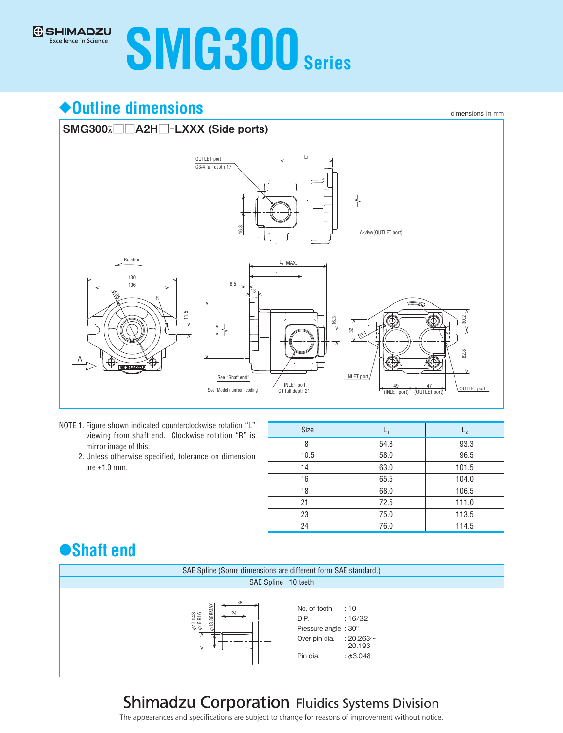# SMG300 Series

## ◆Outline dimensions

dimensions in mm

### SMG300A□□A2H□-LXXX (Side ports)

OUTLET port
G3/4 full depth 17

L1

16.3

A-view(OUTLET port)

Rotation

130

106

φ95

R

11.5

A

6.5

13

L2 MAX.

L1

16.3

32

R14

30.2

62.8

See "Shaft end"

See "Model number" coding

INLET port
G1 full depth 21

INLET port

49
(INLET port)

47
(OUTLET port)

OUTLET port

NOTE 1. Figure shown indicated counterclockwise rotation "L" viewing from shaft end. Clockwise rotation "R" is mirror image of this.
2. Unless otherwise specified, tolerance on dimension are ±1.0 mm.

| Size | $L_1$ | $L_2$ |
|---|---|---|
| 8 | 54.8 | 93.3 |
| 10.5 | 58.0 | 96.5 |
| 14 | 63.0 | 101.5 |
| 16 | 65.5 | 104.0 |
| 18 | 68.0 | 106.5 |
| 21 | 72.5 | 111.0 |
| 23 | 75.0 | 113.5 |
| 24 | 76.0 | 114.5 |

## ●Shaft end

SAE Spline (Some dimensions are different form SAE standard.)

SAE Spline 10 teeth

36

24

φ17.043
φ16.916

φ13.868MAX.

No. of tooth : 10
D.P. : 16/32
Pressure angle : 30°
Over pin dia. : 20.263~20.193
Pin dia. : φ3.048

Shimadzu Corporation Fluidics Systems Division

The appearances and specifications are subject to change for reasons of improvement without notice.